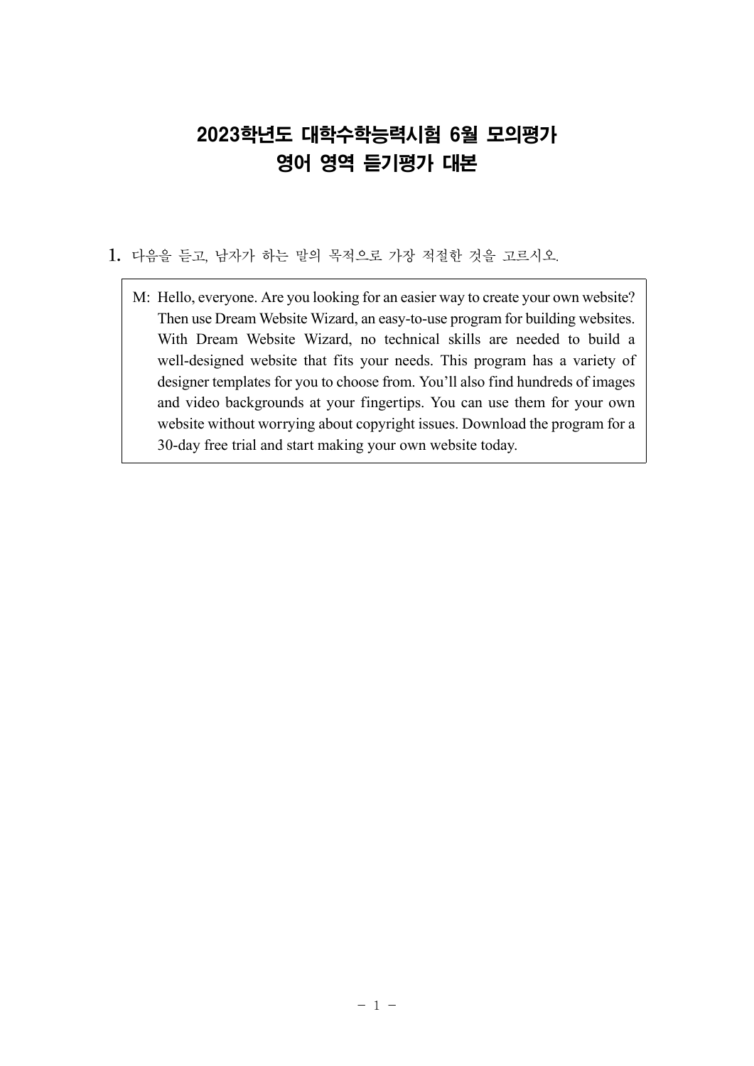# 2023학년도 대학수학능력시험 6월 모의평가
# 영어 영역 듣기평가 대본

**1.** 다음을 듣고, 남자가 하는 말의 목적으로 가장 적절한 것을 고르시오.

M: Hello, everyone. Are you looking for an easier way to create your own website? Then use Dream Website Wizard, an easy-to-use program for building websites. With Dream Website Wizard, no technical skills are needed to build a well-designed website that fits your needs. This program has a variety of designer templates for you to choose from. You'll also find hundreds of images and video backgrounds at your fingertips. You can use them for your own website without worrying about copyright issues. Download the program for a 30-day free trial and start making your own website today.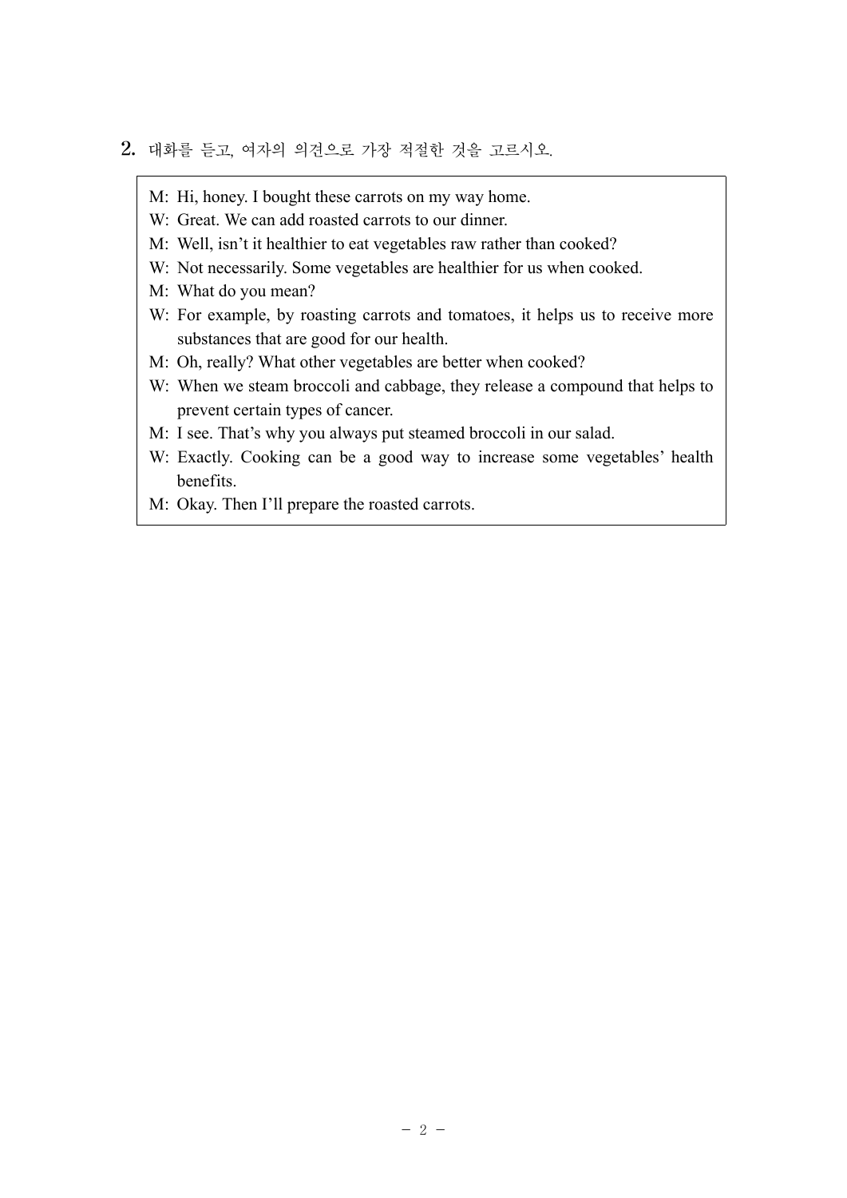**2.** 대화를 듣고, 여자의 의견으로 가장 적절한 것을 고르시오.

M: Hi, honey. I bought these carrots on my way home.
W: Great. We can add roasted carrots to our dinner.
M: Well, isn't it healthier to eat vegetables raw rather than cooked?
W: Not necessarily. Some vegetables are healthier for us when cooked.
M: What do you mean?
W: For example, by roasting carrots and tomatoes, it helps us to receive more substances that are good for our health.
M: Oh, really? What other vegetables are better when cooked?
W: When we steam broccoli and cabbage, they release a compound that helps to prevent certain types of cancer.
M: I see. That's why you always put steamed broccoli in our salad.
W: Exactly. Cooking can be a good way to increase some vegetables' health benefits.
M: Okay. Then I'll prepare the roasted carrots.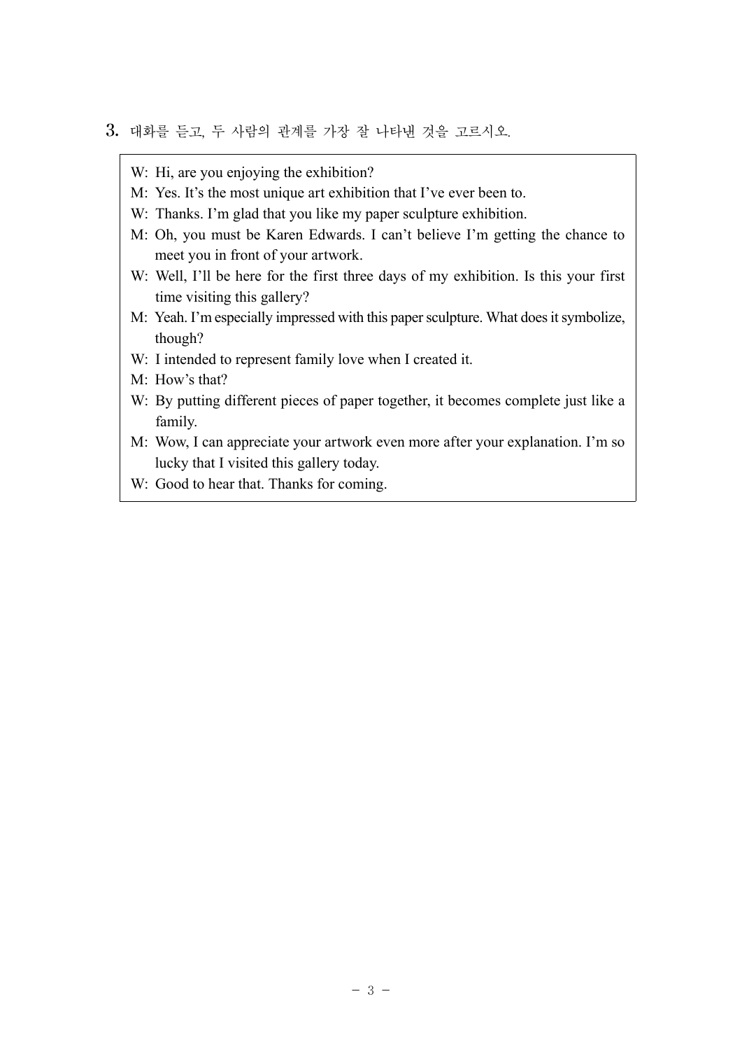3. 대화를 듣고, 두 사람의 관계를 가장 잘 나타낸 것을 고르시오.

W: Hi, are you enjoying the exhibition?

M: Yes. It's the most unique art exhibition that I've ever been to.

W: Thanks. I'm glad that you like my paper sculpture exhibition.

M: Oh, you must be Karen Edwards. I can't believe I'm getting the chance to meet you in front of your artwork.

W: Well, I'll be here for the first three days of my exhibition. Is this your first time visiting this gallery?

M: Yeah. I'm especially impressed with this paper sculpture. What does it symbolize, though?

W: I intended to represent family love when I created it.

M: How's that?

W: By putting different pieces of paper together, it becomes complete just like a family.

M: Wow, I can appreciate your artwork even more after your explanation. I'm so lucky that I visited this gallery today.

W: Good to hear that. Thanks for coming.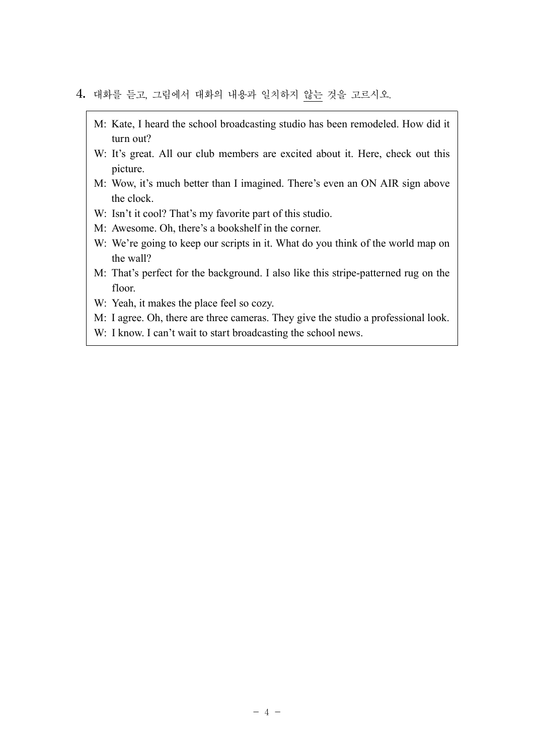4. 대화를 듣고, 그림에서 대화의 내용과 일치하지 <u>않는</u> 것을 고르시오.

M: Kate, I heard the school broadcasting studio has been remodeled. How did it turn out?
W: It's great. All our club members are excited about it. Here, check out this picture.
M: Wow, it's much better than I imagined. There's even an ON AIR sign above the clock.
W: Isn't it cool? That's my favorite part of this studio.
M: Awesome. Oh, there's a bookshelf in the corner.
W: We're going to keep our scripts in it. What do you think of the world map on the wall?
M: That's perfect for the background. I also like this stripe-patterned rug on the floor.
W: Yeah, it makes the place feel so cozy.
M: I agree. Oh, there are three cameras. They give the studio a professional look.
W: I know. I can't wait to start broadcasting the school news.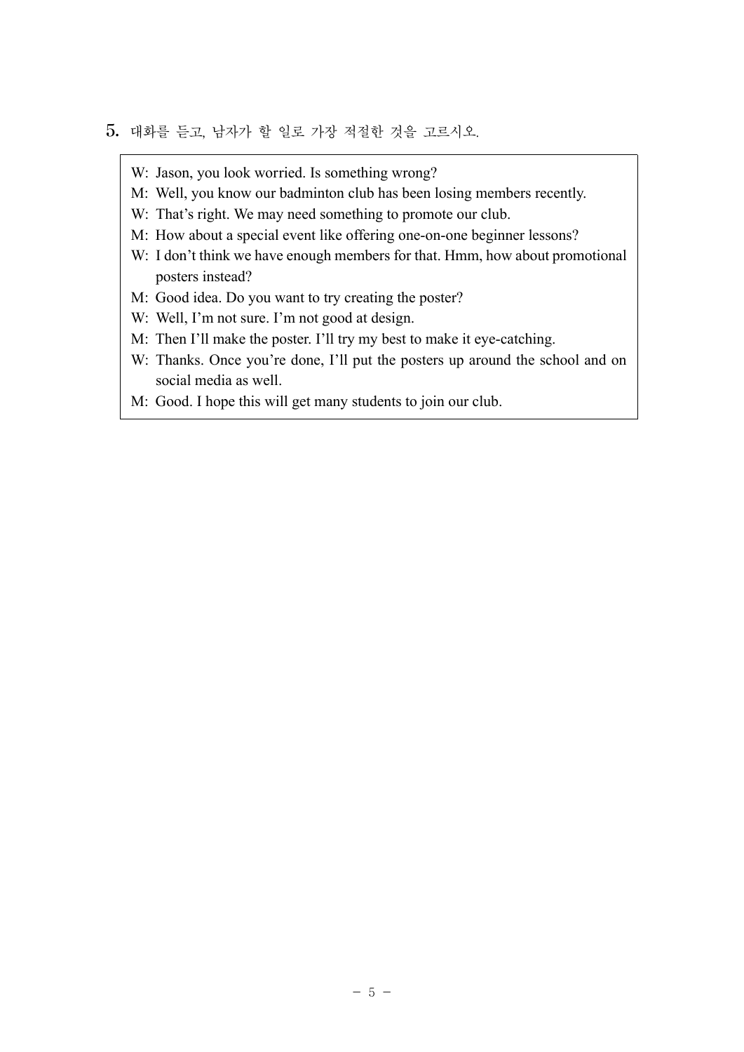5. 대화를 듣고, 남자가 할 일로 가장 적절한 것을 고르시오.

> W: Jason, you look worried. Is something wrong?
> M: Well, you know our badminton club has been losing members recently.
> W: That's right. We may need something to promote our club.
> M: How about a special event like offering one-on-one beginner lessons?
> W: I don't think we have enough members for that. Hmm, how about promotional posters instead?
> M: Good idea. Do you want to try creating the poster?
> W: Well, I'm not sure. I'm not good at design.
> M: Then I'll make the poster. I'll try my best to make it eye-catching.
> W: Thanks. Once you're done, I'll put the posters up around the school and on social media as well.
> M: Good. I hope this will get many students to join our club.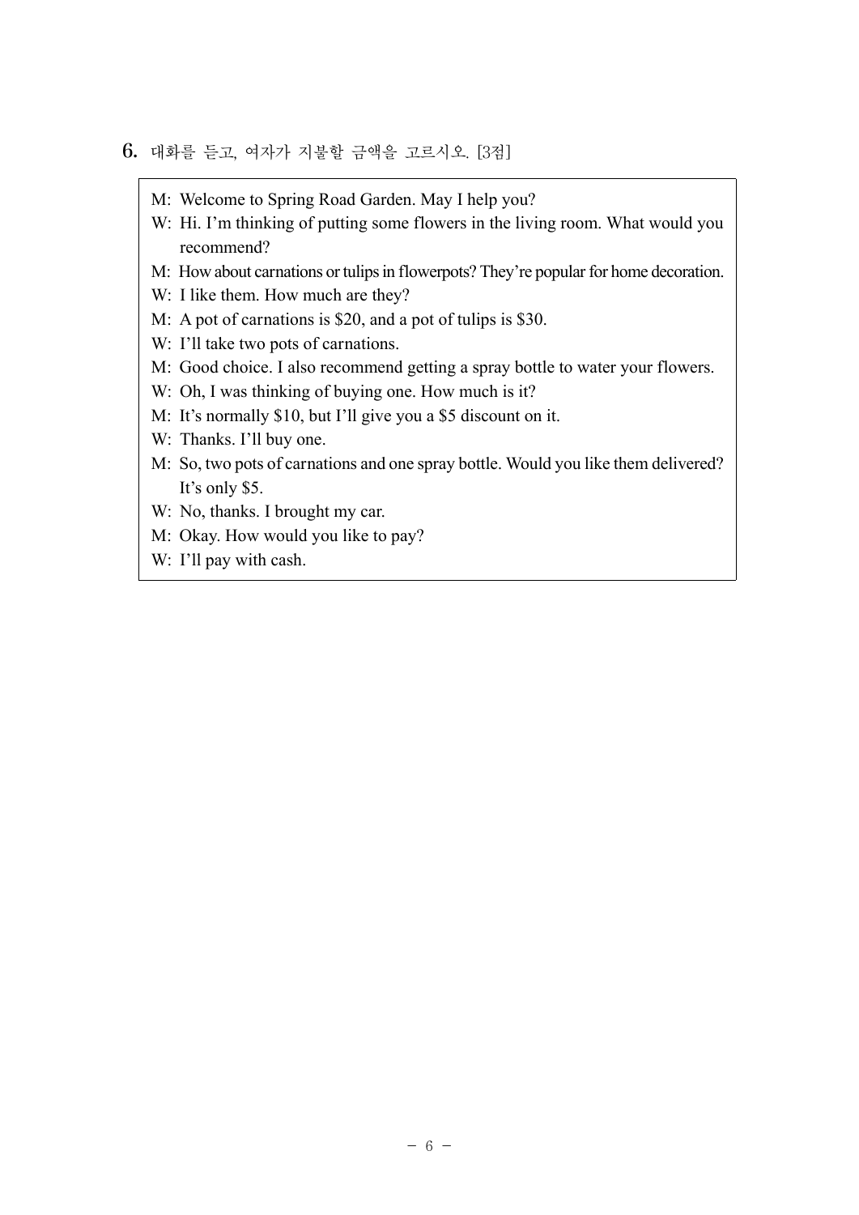**6.** 대화를 듣고, 여자가 지불할 금액을 고르시오. [3점]

M: Welcome to Spring Road Garden. May I help you?
W: Hi. I'm thinking of putting some flowers in the living room. What would you recommend?
M: How about carnations or tulips in flowerpots? They're popular for home decoration.
W: I like them. How much are they?
M: A pot of carnations is $20, and a pot of tulips is $30.
W: I'll take two pots of carnations.
M: Good choice. I also recommend getting a spray bottle to water your flowers.
W: Oh, I was thinking of buying one. How much is it?
M: It's normally $10, but I'll give you a $5 discount on it.
W: Thanks. I'll buy one.
M: So, two pots of carnations and one spray bottle. Would you like them delivered? It's only $5.
W: No, thanks. I brought my car.
M: Okay. How would you like to pay?
W: I'll pay with cash.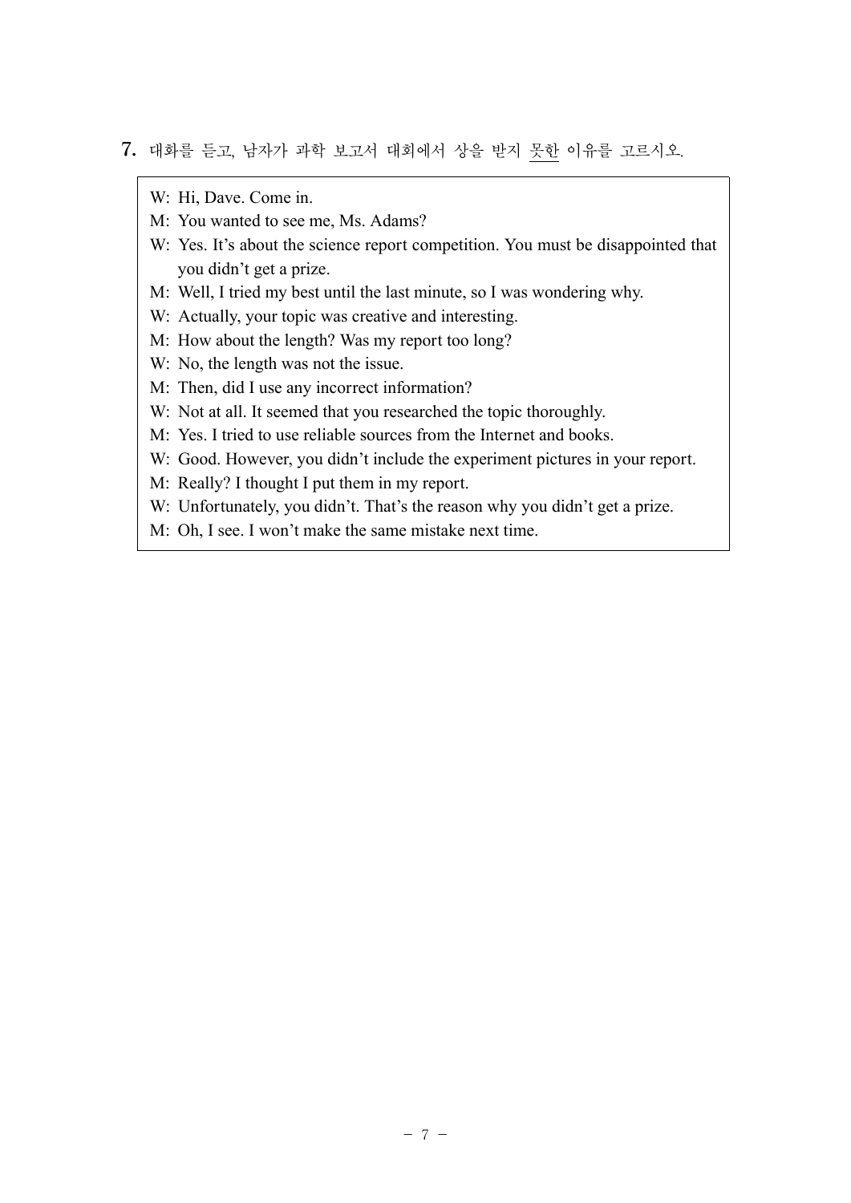7. 대화를 듣고, 남자가 과학 보고서 대회에서 상을 받지 못한 이유를 고르시오.

W: Hi, Dave. Come in.
M: You wanted to see me, Ms. Adams?
W: Yes. It's about the science report competition. You must be disappointed that you didn't get a prize.
M: Well, I tried my best until the last minute, so I was wondering why.
W: Actually, your topic was creative and interesting.
M: How about the length? Was my report too long?
W: No, the length was not the issue.
M: Then, did I use any incorrect information?
W: Not at all. It seemed that you researched the topic thoroughly.
M: Yes. I tried to use reliable sources from the Internet and books.
W: Good. However, you didn't include the experiment pictures in your report.
M: Really? I thought I put them in my report.
W: Unfortunately, you didn't. That's the reason why you didn't get a prize.
M: Oh, I see. I won't make the same mistake next time.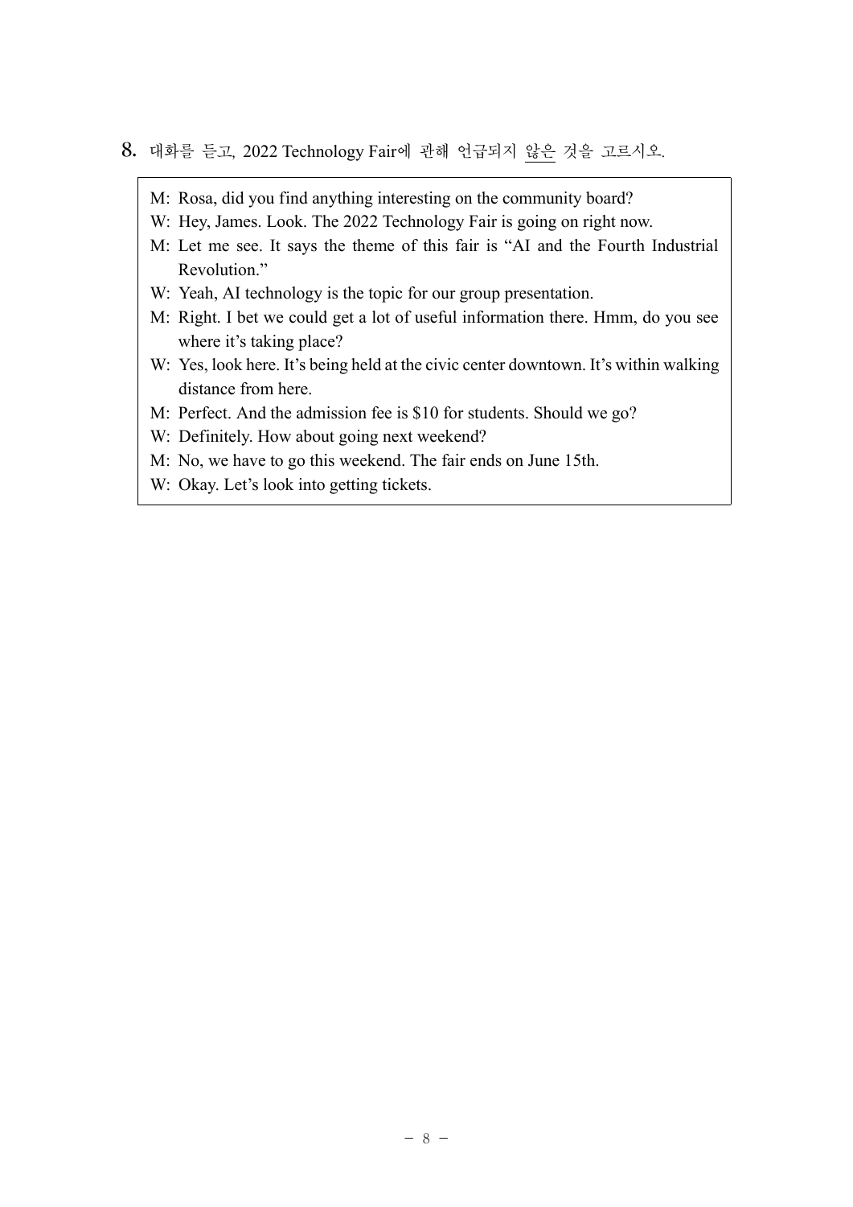8. 대화를 듣고, 2022 Technology Fair에 관해 언급되지 않은 것을 고르시오.

M: Rosa, did you find anything interesting on the community board?
W: Hey, James. Look. The 2022 Technology Fair is going on right now.
M: Let me see. It says the theme of this fair is "AI and the Fourth Industrial Revolution."
W: Yeah, AI technology is the topic for our group presentation.
M: Right. I bet we could get a lot of useful information there. Hmm, do you see where it's taking place?
W: Yes, look here. It's being held at the civic center downtown. It's within walking distance from here.
M: Perfect. And the admission fee is $10 for students. Should we go?
W: Definitely. How about going next weekend?
M: No, we have to go this weekend. The fair ends on June 15th.
W: Okay. Let's look into getting tickets.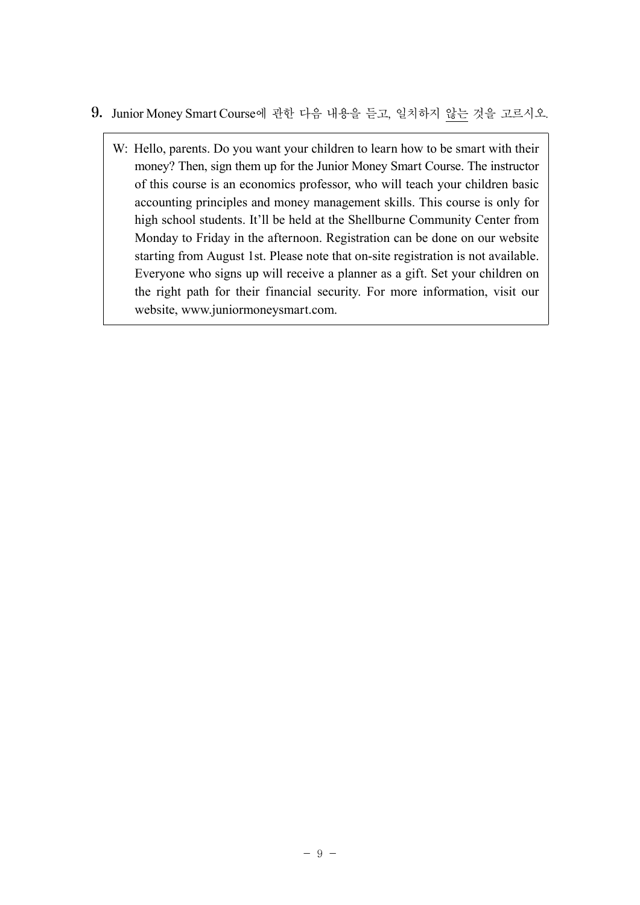9. Junior Money Smart Course에 관한 다음 내용을 듣고, 일치하지 않는 것을 고르시오.

> W: Hello, parents. Do you want your children to learn how to be smart with their money? Then, sign them up for the Junior Money Smart Course. The instructor of this course is an economics professor, who will teach your children basic accounting principles and money management skills. This course is only for high school students. It'll be held at the Shellburne Community Center from Monday to Friday in the afternoon. Registration can be done on our website starting from August 1st. Please note that on-site registration is not available. Everyone who signs up will receive a planner as a gift. Set your children on the right path for their financial security. For more information, visit our website, www.juniormoneysmart.com.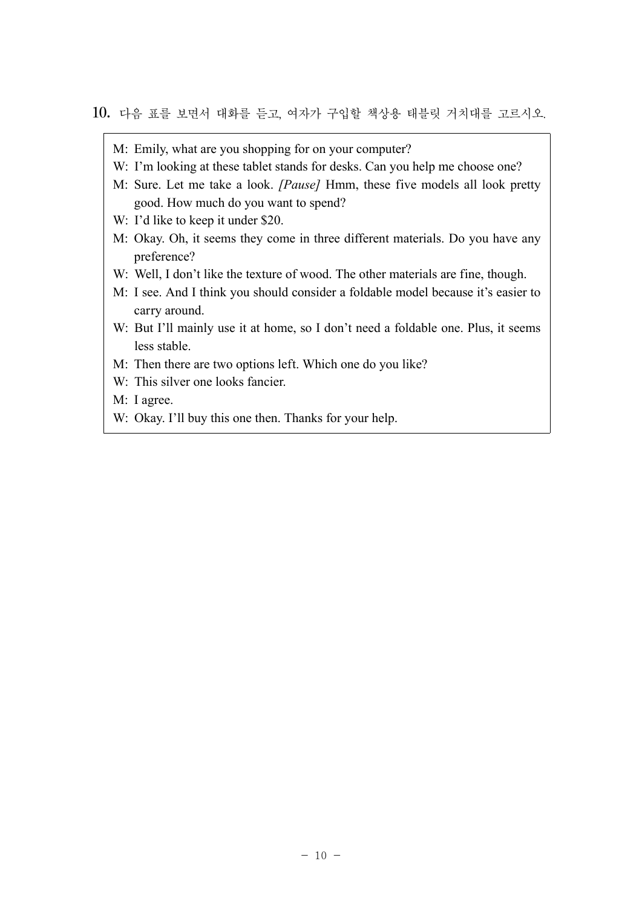10. 다음 표를 보면서 대화를 듣고, 여자가 구입할 책상용 태블릿 거치대를 고르시오.

M: Emily, what are you shopping for on your computer?
W: I'm looking at these tablet stands for desks. Can you help me choose one?
M: Sure. Let me take a look. *[Pause]* Hmm, these five models all look pretty good. How much do you want to spend?
W: I'd like to keep it under $20.
M: Okay. Oh, it seems they come in three different materials. Do you have any preference?
W: Well, I don't like the texture of wood. The other materials are fine, though.
M: I see. And I think you should consider a foldable model because it's easier to carry around.
W: But I'll mainly use it at home, so I don't need a foldable one. Plus, it seems less stable.
M: Then there are two options left. Which one do you like?
W: This silver one looks fancier.
M: I agree.
W: Okay. I'll buy this one then. Thanks for your help.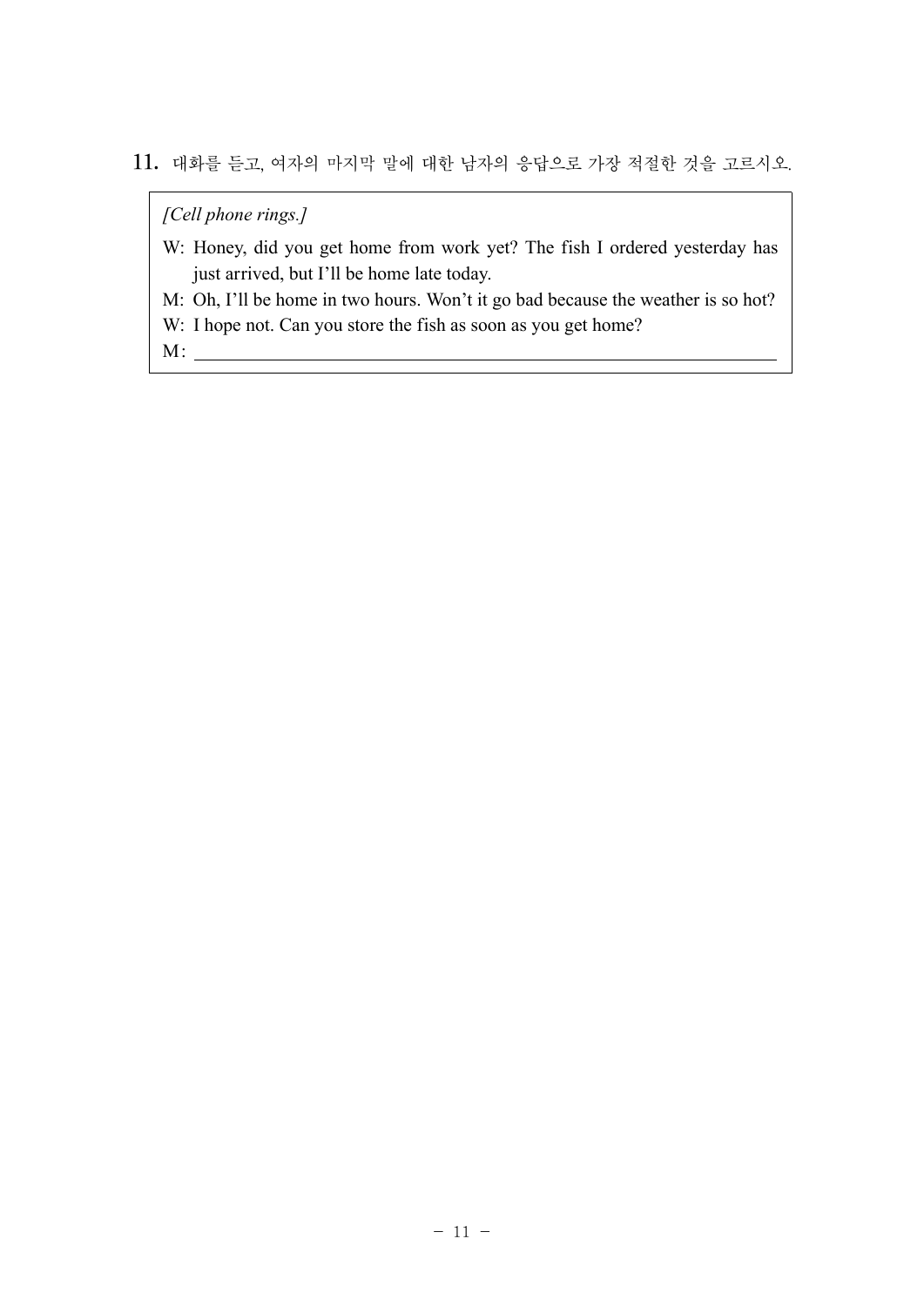11. 대화를 듣고, 여자의 마지막 말에 대한 남자의 응답으로 가장 적절한 것을 고르시오.

*[Cell phone rings.]*

W: Honey, did you get home from work yet? The fish I ordered yesterday has just arrived, but I'll be home late today.

M: Oh, I'll be home in two hours. Won't it go bad because the weather is so hot?

W: I hope not. Can you store the fish as soon as you get home?

M: ________________________________________________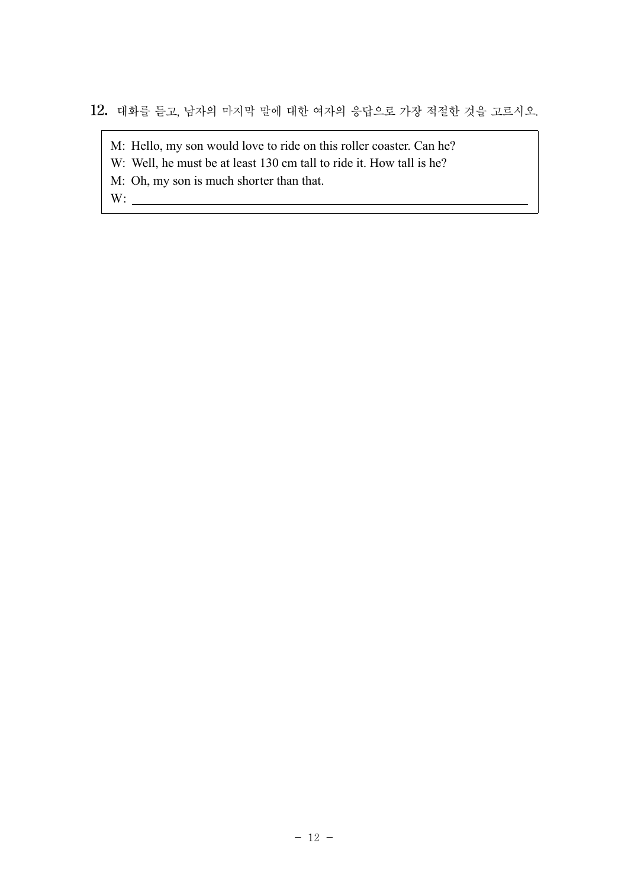**12.** 대화를 듣고, 남자의 마지막 말에 대한 여자의 응답으로 가장 적절한 것을 고르시오.

M: Hello, my son would love to ride on this roller coaster. Can he?
W: Well, he must be at least 130 cm tall to ride it. How tall is he?
M: Oh, my son is much shorter than that.
W: ______________________________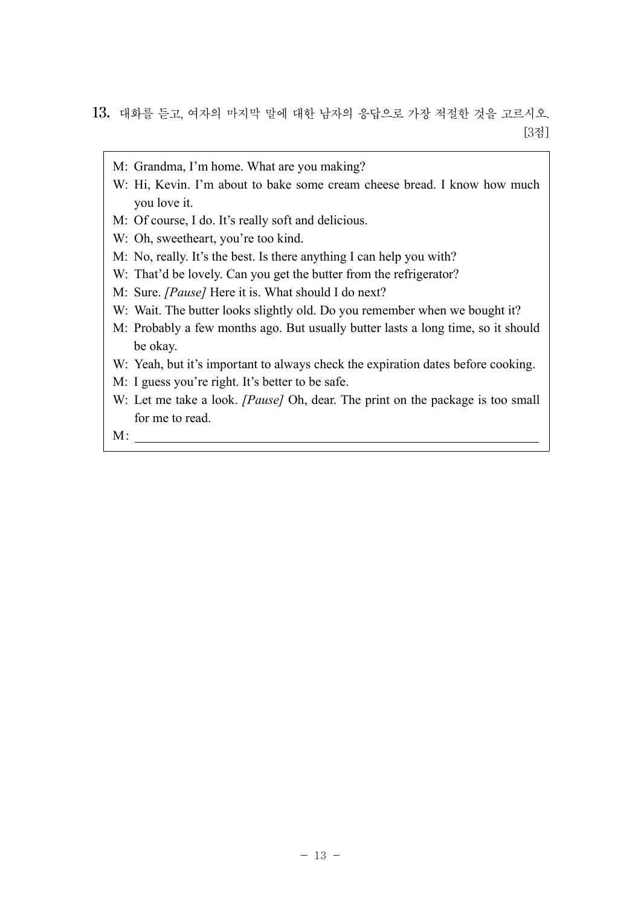**13.** 대화를 듣고, 여자의 마지막 말에 대한 남자의 응답으로 가장 적절한 것을 고르시오. [3점]

M: Grandma, I'm home. What are you making?

W: Hi, Kevin. I'm about to bake some cream cheese bread. I know how much you love it.

M: Of course, I do. It's really soft and delicious.

W: Oh, sweetheart, you're too kind.

M: No, really. It's the best. Is there anything I can help you with?

W: That'd be lovely. Can you get the butter from the refrigerator?

M: Sure. *[Pause]* Here it is. What should I do next?

W: Wait. The butter looks slightly old. Do you remember when we bought it?

M: Probably a few months ago. But usually butter lasts a long time, so it should be okay.

W: Yeah, but it's important to always check the expiration dates before cooking.

M: I guess you're right. It's better to be safe.

W: Let me take a look. *[Pause]* Oh, dear. The print on the package is too small for me to read.

M: ______________________________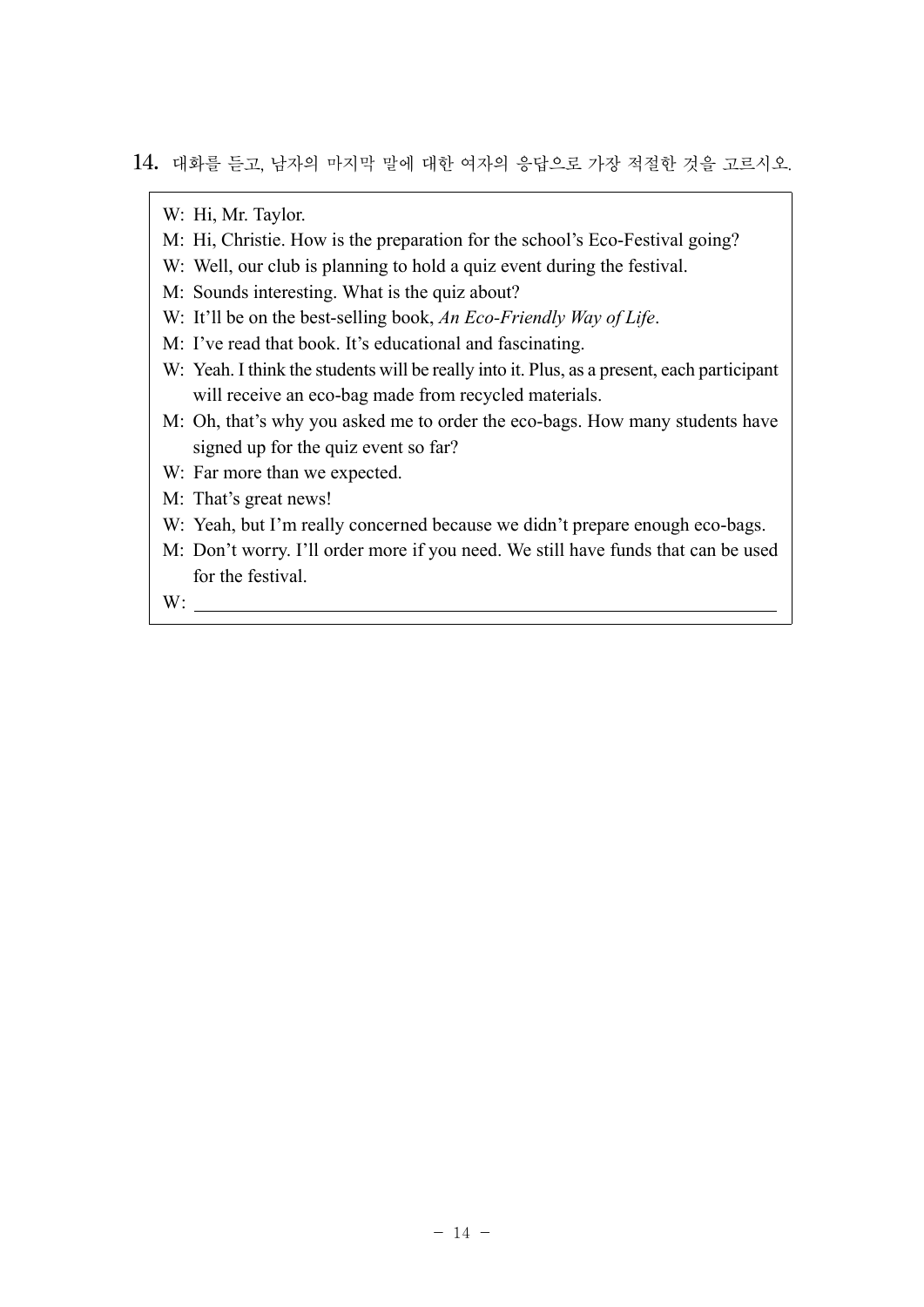**14.** 대화를 듣고, 남자의 마지막 말에 대한 여자의 응답으로 가장 적절한 것을 고르시오.

W: Hi, Mr. Taylor.
M: Hi, Christie. How is the preparation for the school's Eco-Festival going?
W: Well, our club is planning to hold a quiz event during the festival.
M: Sounds interesting. What is the quiz about?
W: It'll be on the best-selling book, *An Eco-Friendly Way of Life*.
M: I've read that book. It's educational and fascinating.
W: Yeah. I think the students will be really into it. Plus, as a present, each participant will receive an eco-bag made from recycled materials.
M: Oh, that's why you asked me to order the eco-bags. How many students have signed up for the quiz event so far?
W: Far more than we expected.
M: That's great news!
W: Yeah, but I'm really concerned because we didn't prepare enough eco-bags.
M: Don't worry. I'll order more if you need. We still have funds that can be used for the festival.
W: ______________________________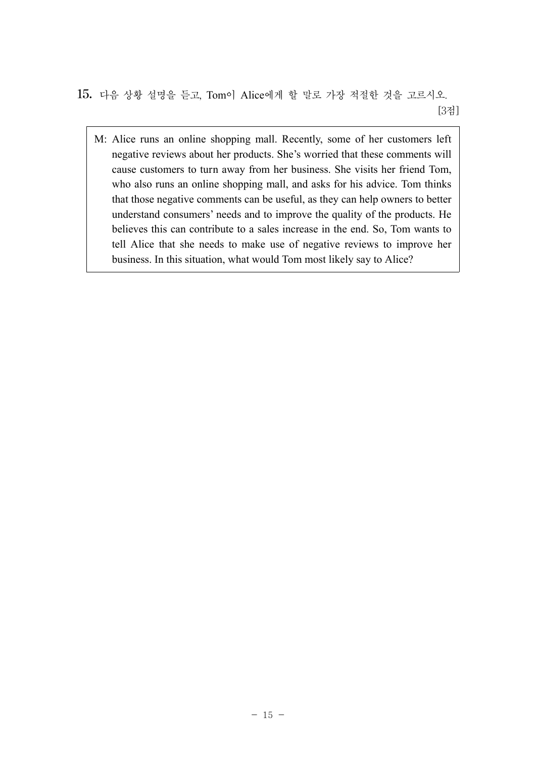15. 다음 상황 설명을 듣고, Tom이 Alice에게 할 말로 가장 적절한 것을 고르시오. [3점]

M: Alice runs an online shopping mall. Recently, some of her customers left negative reviews about her products. She's worried that these comments will cause customers to turn away from her business. She visits her friend Tom, who also runs an online shopping mall, and asks for his advice. Tom thinks that those negative comments can be useful, as they can help owners to better understand consumers' needs and to improve the quality of the products. He believes this can contribute to a sales increase in the end. So, Tom wants to tell Alice that she needs to make use of negative reviews to improve her business. In this situation, what would Tom most likely say to Alice?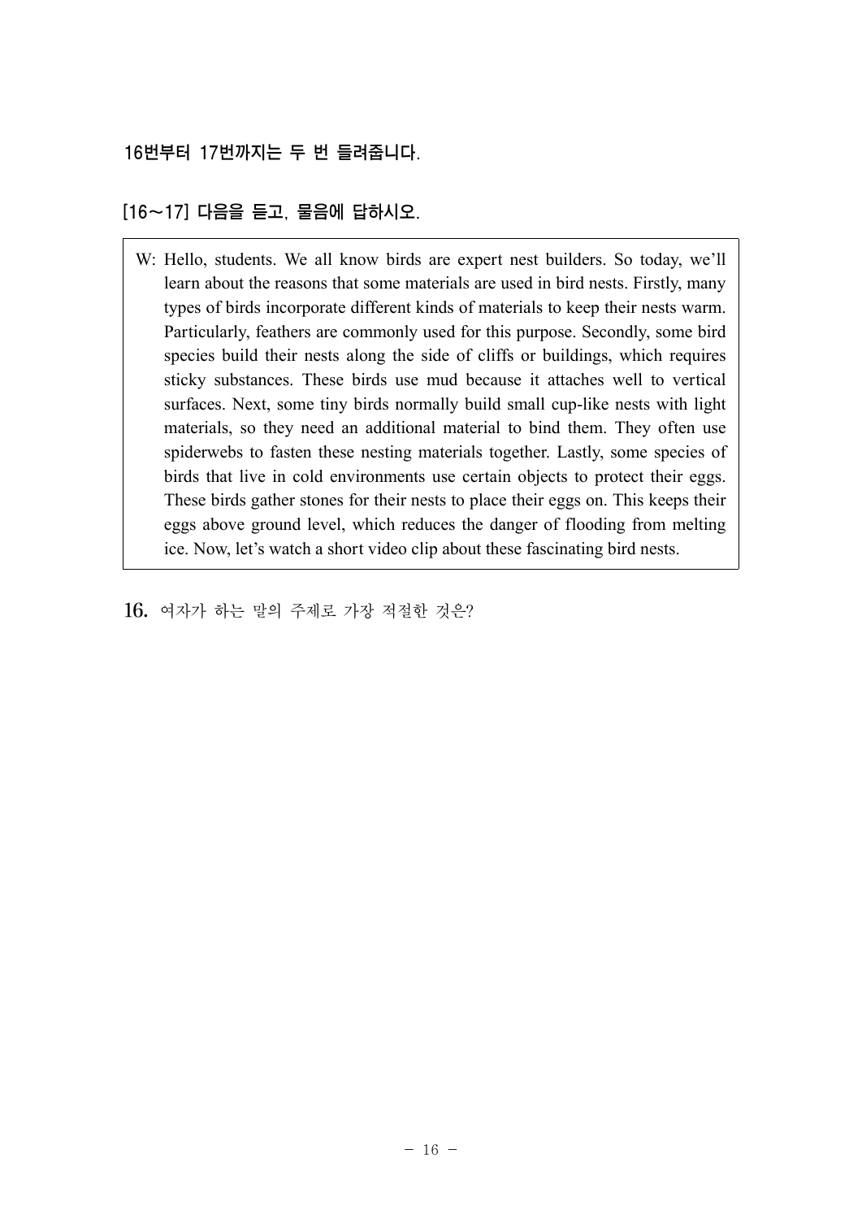16번부터 17번까지는 두 번 들려줍니다.

[16～17] 다음을 듣고, 물음에 답하시오.

> W: Hello, students. We all know birds are expert nest builders. So today, we'll learn about the reasons that some materials are used in bird nests. Firstly, many types of birds incorporate different kinds of materials to keep their nests warm. Particularly, feathers are commonly used for this purpose. Secondly, some bird species build their nests along the side of cliffs or buildings, which requires sticky substances. These birds use mud because it attaches well to vertical surfaces. Next, some tiny birds normally build small cup-like nests with light materials, so they need an additional material to bind them. They often use spiderwebs to fasten these nesting materials together. Lastly, some species of birds that live in cold environments use certain objects to protect their eggs. These birds gather stones for their nests to place their eggs on. This keeps their eggs above ground level, which reduces the danger of flooding from melting ice. Now, let's watch a short video clip about these fascinating bird nests.

**16.** 여자가 하는 말의 주제로 가장 적절한 것은?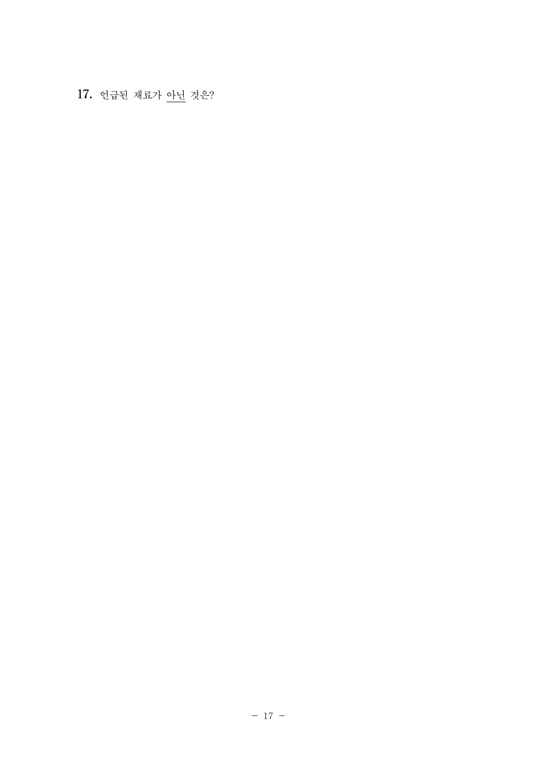17. 언급된 재료가 <u>아닌</u> 것은?